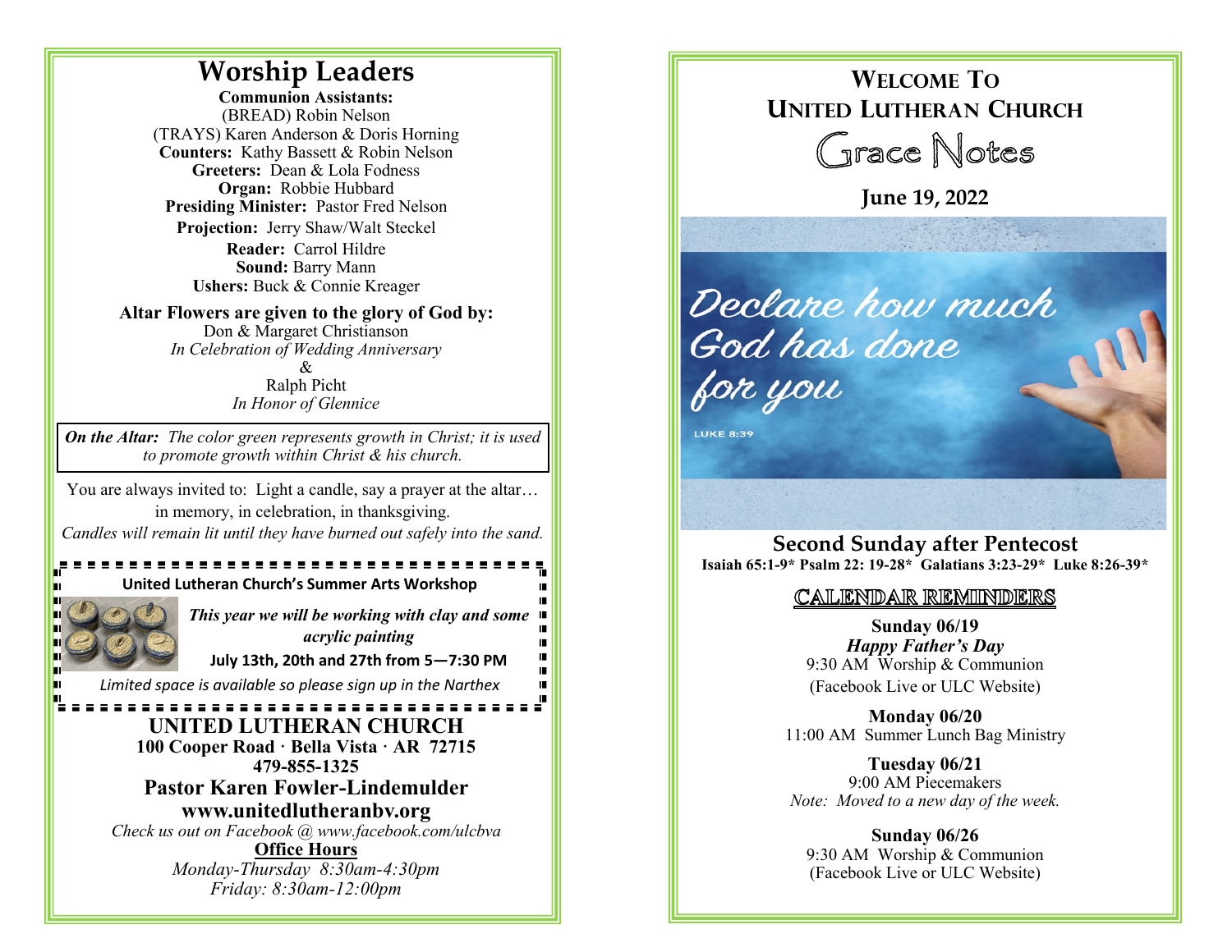# Worship Leaders

**Communion Assistants:**
(BREAD) Robin Nelson
(TRAYS) Karen Anderson & Doris Horning
**Counters:** Kathy Bassett & Robin Nelson
**Greeters:** Dean & Lola Fodness
**Organ:** Robbie Hubbard
**Presiding Minister:** Pastor Fred Nelson
**Projection:** Jerry Shaw/Walt Steckel
**Reader:** Carrol Hildre
**Sound:** Barry Mann
**Ushers:** Buck & Connie Kreager

**Altar Flowers are given to the glory of God by:**
Don & Margaret Christianson
*In Celebration of Wedding Anniversary*
&
Ralph Picht
*In Honor of Glennice*

***On the Altar:*** *The color green represents growth in Christ; it is used to promote growth within Christ & his church.*

You are always invited to: Light a candle, say a prayer at the altar… in memory, in celebration, in thanksgiving.
*Candles will remain lit until they have burned out safely into the sand.*

---

**United Lutheran Church's Summer Arts Workshop**

***This year we will be working with clay and some acrylic painting***

**July 13th, 20th and 27th from 5—7:30 PM**

*Limited space is available so please sign up in the Narthex*

---

## UNITED LUTHERAN CHURCH

**100 Cooper Road · Bella Vista · AR 72715**
**479-855-1325**

**Pastor Karen Fowler-Lindemulder**
**www.unitedlutheranbv.org**

*Check us out on Facebook @ www.facebook.com/ulcbva*

**Office Hours**
*Monday-Thursday 8:30am-4:30pm*
*Friday: 8:30am-12:00pm*

---

# Welcome To United Lutheran Church

## Grace Notes

**June 19, 2022**

Declare how much God has done for you
LUKE 8:39

## Second Sunday after Pentecost

**Isaiah 65:1-9* Psalm 22: 19-28* Galatians 3:23-29* Luke 8:26-39***

## CALENDAR REMINDERS

**Sunday 06/19**
***Happy Father's Day***
9:30 AM Worship & Communion
(Facebook Live or ULC Website)

**Monday 06/20**
11:00 AM Summer Lunch Bag Ministry

**Tuesday 06/21**
9:00 AM Piecemakers
*Note: Moved to a new day of the week.*

**Sunday 06/26**
9:30 AM Worship & Communion
(Facebook Live or ULC Website)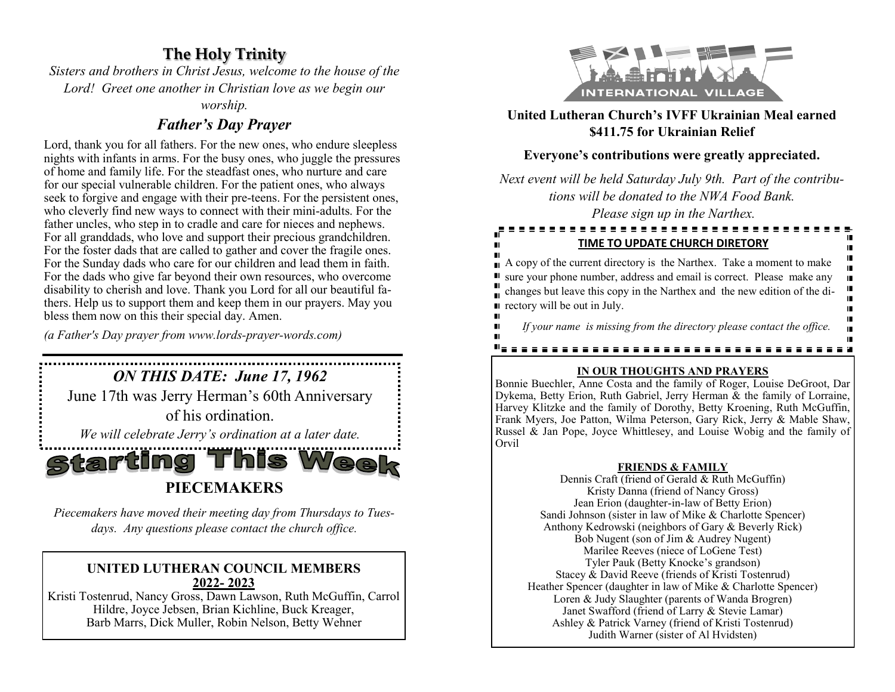## The Holy Trinity

*Sisters and brothers in Christ Jesus, welcome to the house of the Lord! Greet one another in Christian love as we begin our worship.*

### *Father's Day Prayer*

Lord, thank you for all fathers. For the new ones, who endure sleepless nights with infants in arms. For the busy ones, who juggle the pressures of home and family life. For the steadfast ones, who nurture and care for our special vulnerable children. For the patient ones, who always seek to forgive and engage with their pre-teens. For the persistent ones, who cleverly find new ways to connect with their mini-adults. For the father uncles, who step in to cradle and care for nieces and nephews. For all granddads, who love and support their precious grandchildren. For the foster dads that are called to gather and cover the fragile ones. For the Sunday dads who care for our children and lead them in faith. For the dads who give far beyond their own resources, who overcome disability to cherish and love. Thank you Lord for all our beautiful fathers. Help us to support them and keep them in our prayers. May you bless them now on this their special day. Amen.

*(a Father's Day prayer from www.lords-prayer-words.com)*

### *ON THIS DATE: June 17, 1962*

June 17th was Jerry Herman's 60th Anniversary of his ordination.

*We will celebrate Jerry's ordination at a later date.*

## Starting This Week

### PIECEMAKERS

*Piecemakers have moved their meeting day from Thursdays to Tuesdays. Any questions please contact the church office.*

**UNITED LUTHERAN COUNCIL MEMBERS**
**2022- 2023**

Kristi Tostenrud, Nancy Gross, Dawn Lawson, Ruth McGuffin, Carrol Hildre, Joyce Jebsen, Brian Kichline, Buck Kreager, Barb Marrs, Dick Muller, Robin Nelson, Betty Wehner

INTERNATIONAL VILLAGE

**United Lutheran Church's IVFF Ukrainian Meal earned $411.75 for Ukrainian Relief**

**Everyone's contributions were greatly appreciated.**

*Next event will be held Saturday July 9th. Part of the contributions will be donated to the NWA Food Bank.*
*Please sign up in the Narthex.*

**TIME TO UPDATE CHURCH DIRETORY**

A copy of the current directory is the Narthex. Take a moment to make sure your phone number, address and email is correct. Please make any changes but leave this copy in the Narthex and the new edition of the directory will be out in July.

*If your name is missing from the directory please contact the office.*

**IN OUR THOUGHTS AND PRAYERS**

Bonnie Buechler, Anne Costa and the family of Roger, Louise DeGroot, Dar Dykema, Betty Erion, Ruth Gabriel, Jerry Herman & the family of Lorraine, Harvey Klitzke and the family of Dorothy, Betty Kroening, Ruth McGuffin, Frank Myers, Joe Patton, Wilma Peterson, Gary Rick, Jerry & Mable Shaw, Russel & Jan Pope, Joyce Whittlesey, and Louise Wobig and the family of Orvil

**FRIENDS & FAMILY**

Dennis Craft (friend of Gerald & Ruth McGuffin)
Kristy Danna (friend of Nancy Gross)
Jean Erion (daughter-in-law of Betty Erion)
Sandi Johnson (sister in law of Mike & Charlotte Spencer)
Anthony Kedrowski (neighbors of Gary & Beverly Rick)
Bob Nugent (son of Jim & Audrey Nugent)
Marilee Reeves (niece of LoGene Test)
Tyler Pauk (Betty Knocke's grandson)
Stacey & David Reeve (friends of Kristi Tostenrud)
Heather Spencer (daughter in law of Mike & Charlotte Spencer)
Loren & Judy Slaughter (parents of Wanda Brogren)
Janet Swafford (friend of Larry & Stevie Lamar)
Ashley & Patrick Varney (friend of Kristi Tostenrud)
Judith Warner (sister of Al Hvidsten)